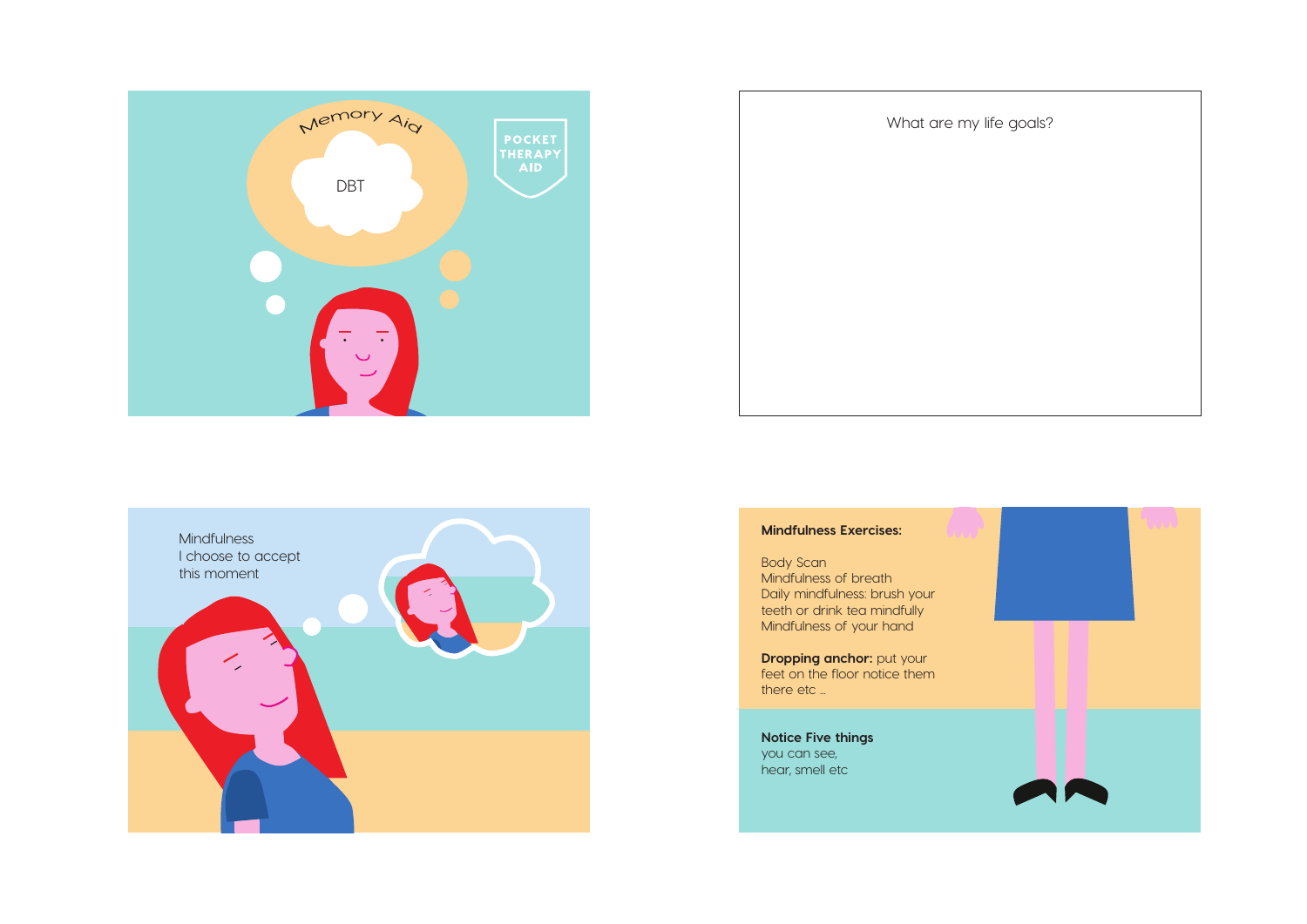Memory Aid

DBT

POCKET THERAPY AID

What are my life goals?

Mindfulness
I choose to accept
this moment

**Mindfulness Exercises:**

Body Scan
Mindfulness of breath
Daily mindfulness: brush your teeth or drink tea mindfully
Mindfulness of your hand

**Dropping anchor:** put your feet on the floor notice them there etc ...

**Notice Five things**
you can see,
hear, smell etc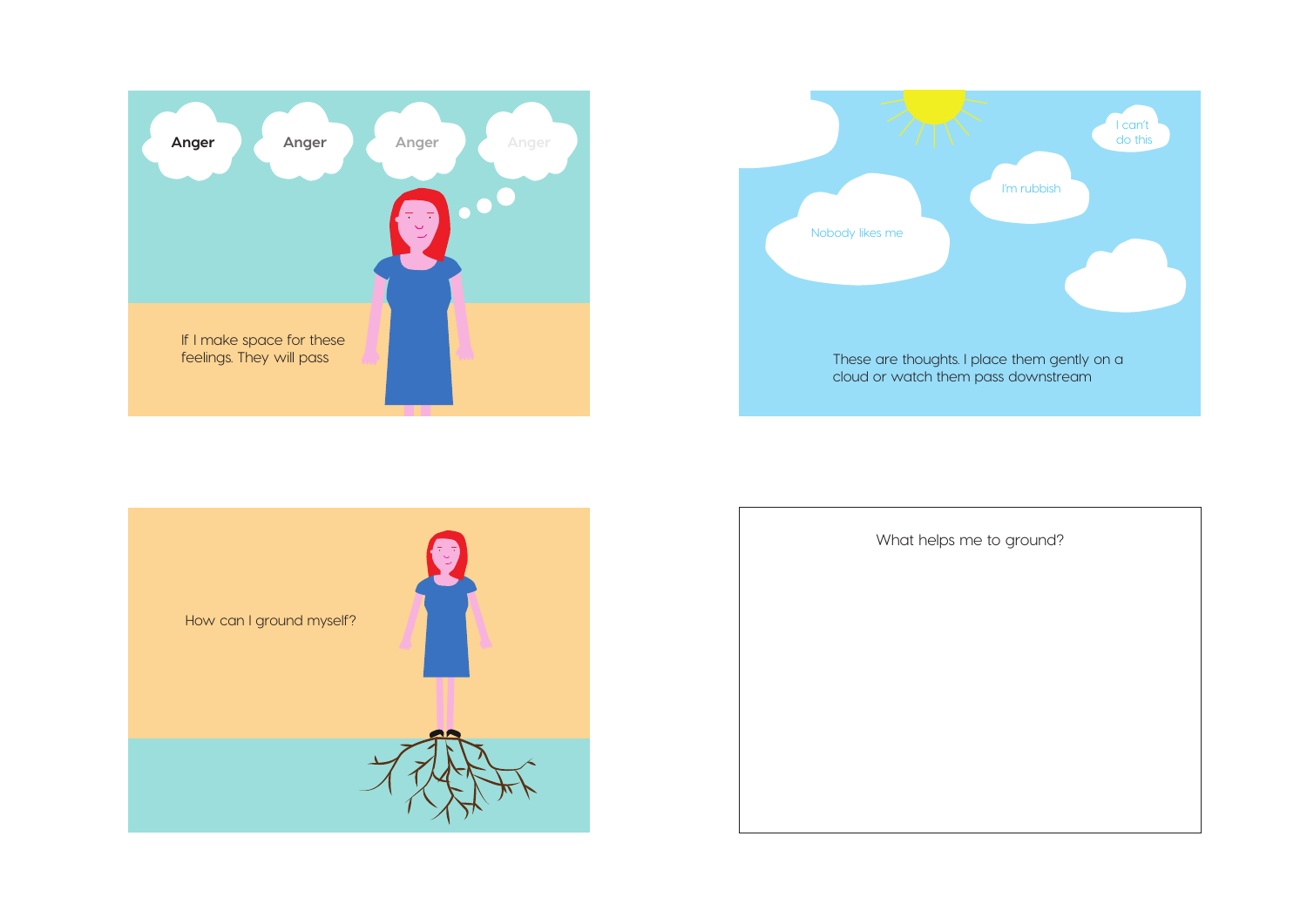Anger

Anger

Anger

Anger

If I make space for these feelings. They will pass

I can't do this

I'm rubbish

Nobody likes me

These are thoughts. I place them gently on a cloud or watch them pass downstream

How can I ground myself?

What helps me to ground?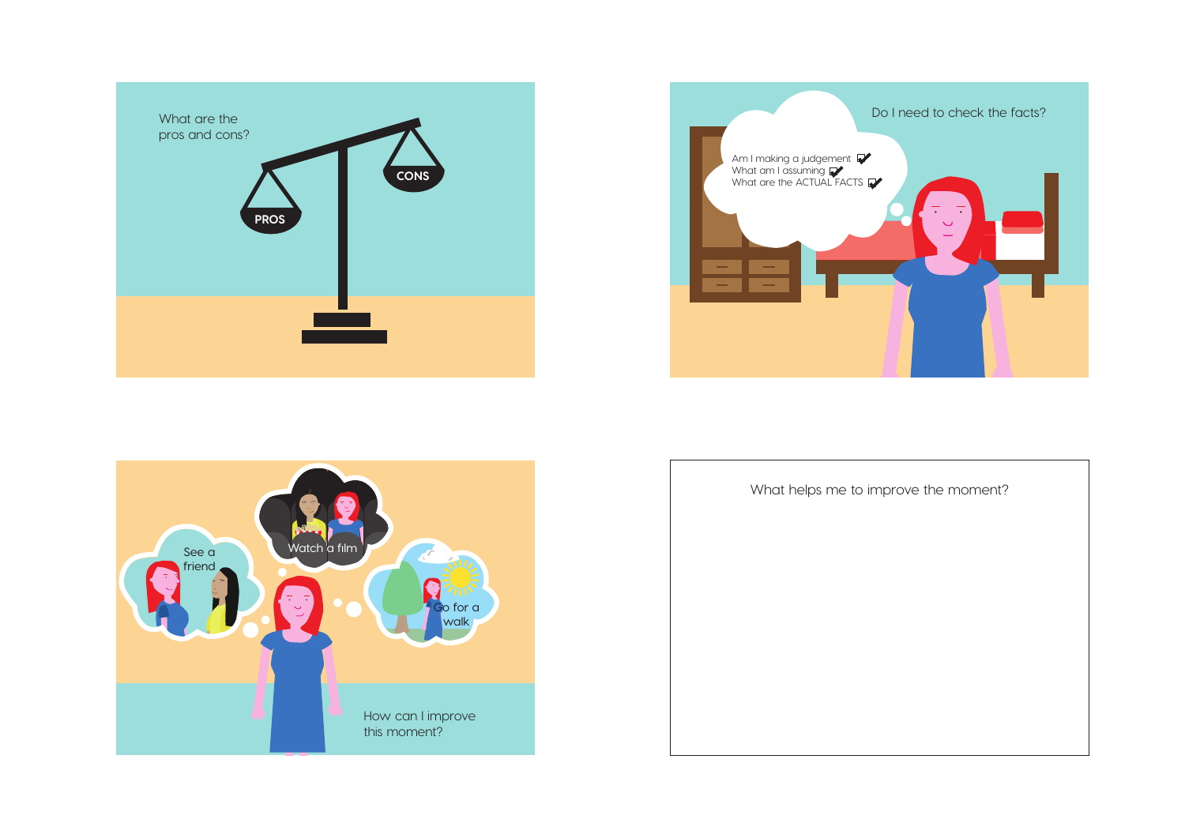What are the pros and cons?

PROS

CONS

Do I need to check the facts?

Am I making a judgement

What am I assuming

What are the ACTUAL FACTS

See a friend

Watch a film

Go for a walk

How can I improve this moment?

What helps me to improve the moment?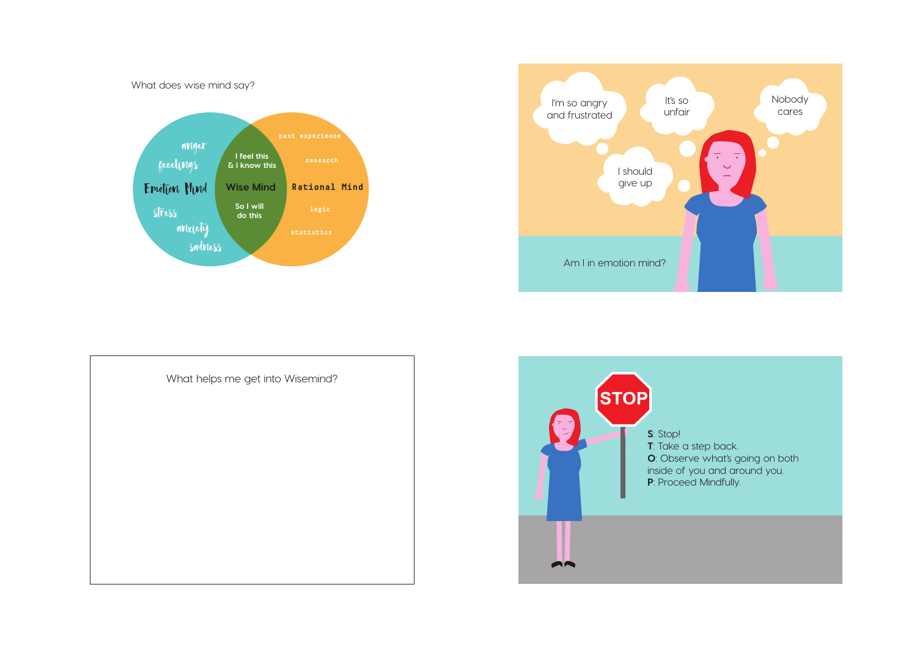What does wise mind say?

anger
feeelings
Emotion Mind
stress
anxiety
sadness

I feel this
& I know this
Wise Mind
So I will
do this

past experience
research
Rational Mind
logic
statistics

I'm so angry and frustrated

It's so unfair

Nobody cares

I should give up

Am I in emotion mind?

What helps me get into Wisemind?

STOP

**S**: Stop!
**T**: Take a step back.
**O**: Observe what's going on both inside of you and around you.
**P**: Proceed Mindfully.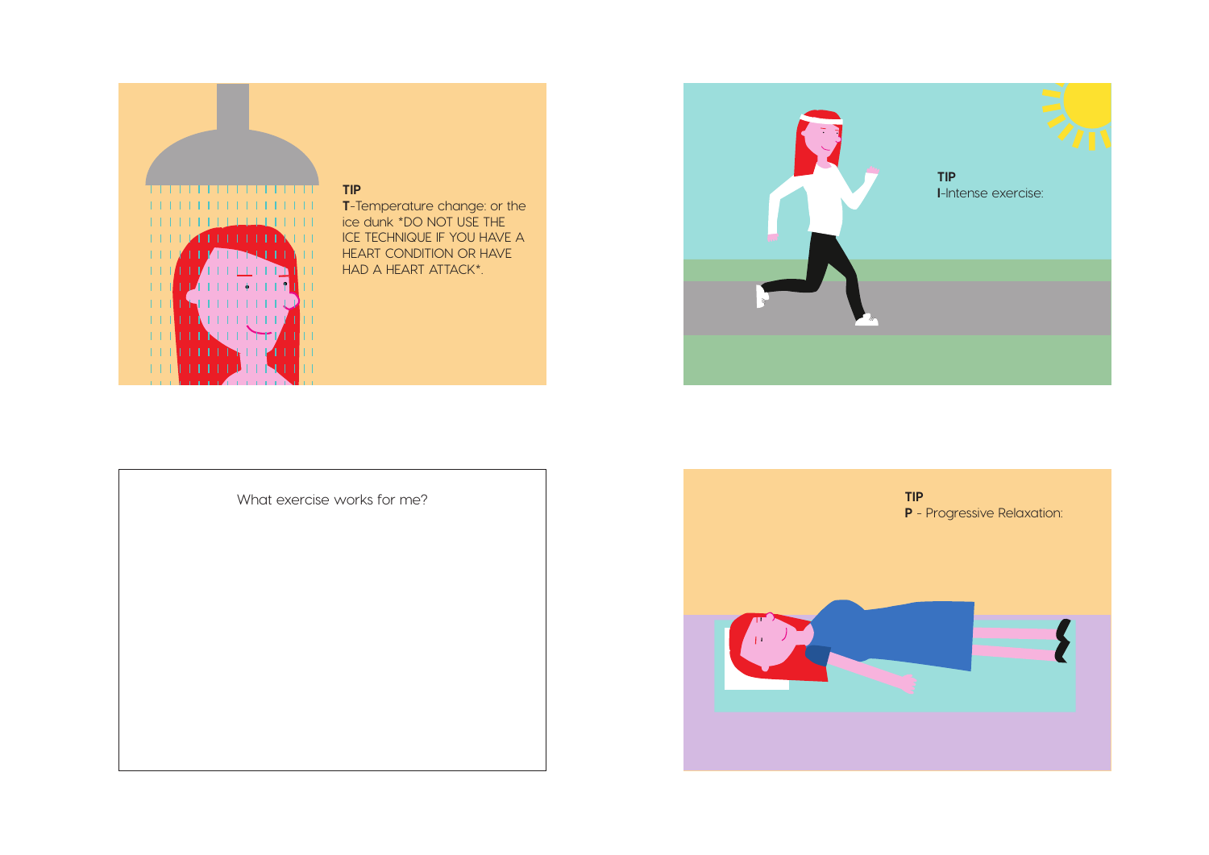**TIP**
**T**-Temperature change: or the ice dunk *DO NOT USE THE ICE TECHNIQUE IF YOU HAVE A HEART CONDITION OR HAVE HAD A HEART ATTACK*.

**TIP**
**I**-Intense exercise:

What exercise works for me?

**TIP**
**P** - Progressive Relaxation: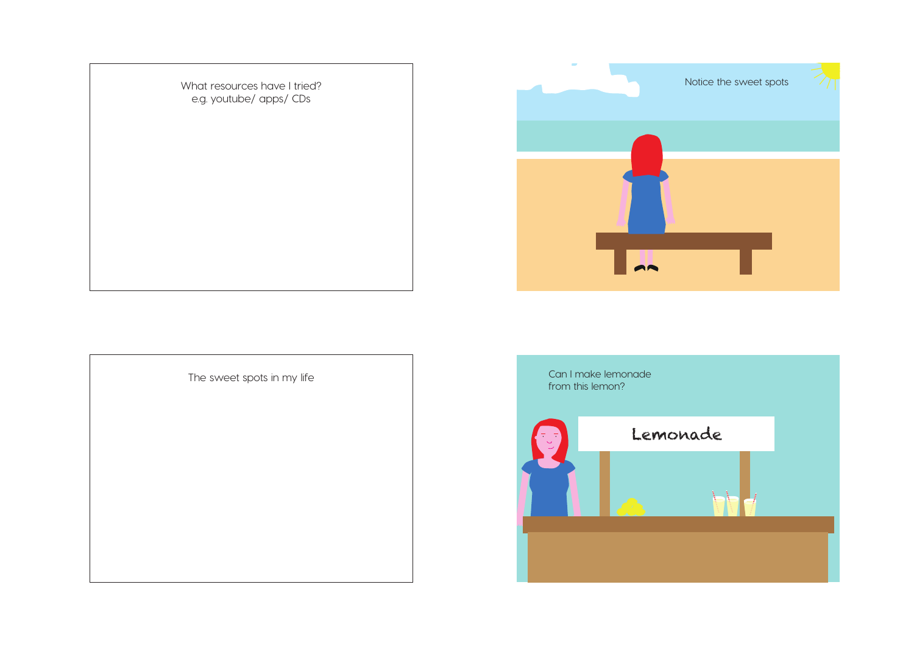What resources have I tried?
e.g. youtube/ apps/ CDs

Notice the sweet spots

The sweet spots in my life

Can I make lemonade from this lemon?

Lemonade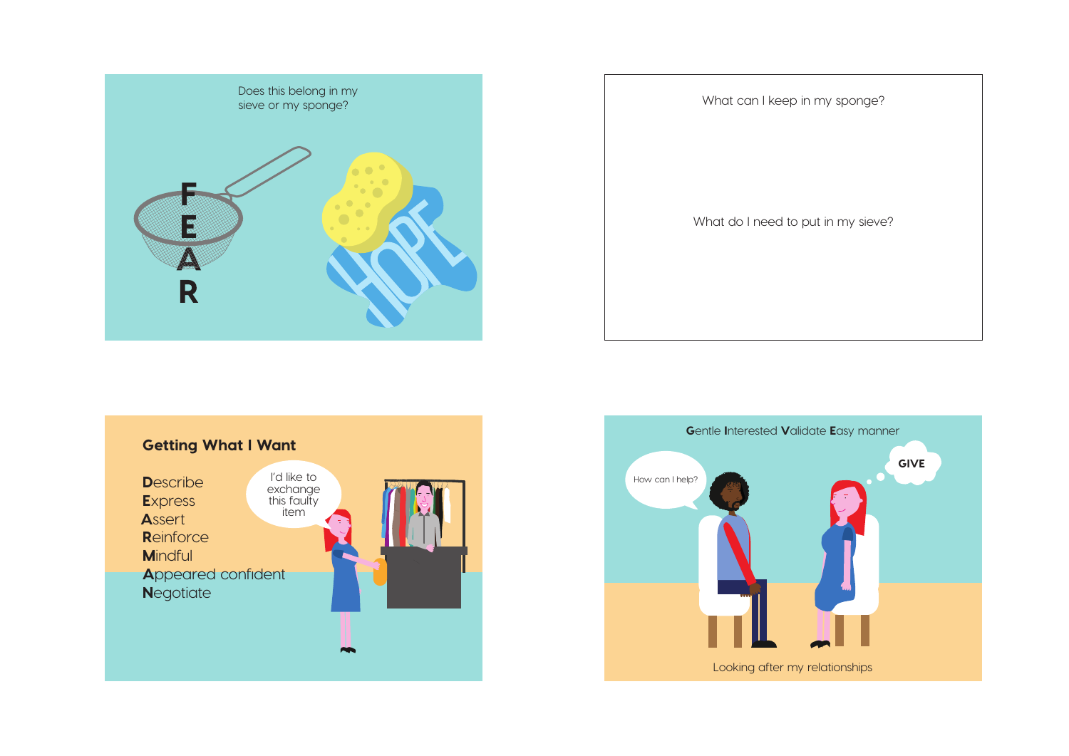Does this belong in my sieve or my sponge?

FEAR

HOPE

What can I keep in my sponge?

What do I need to put in my sieve?

## Getting What I Want

**D**escribe
**E**xpress
**A**ssert
**R**einforce
**M**indful
**A**ppeared confident
**N**egotiate

I'd like to exchange this faulty item

**G**entle **I**nterested **V**alidate **E**asy manner

How can I help?

GIVE

Looking after my relationships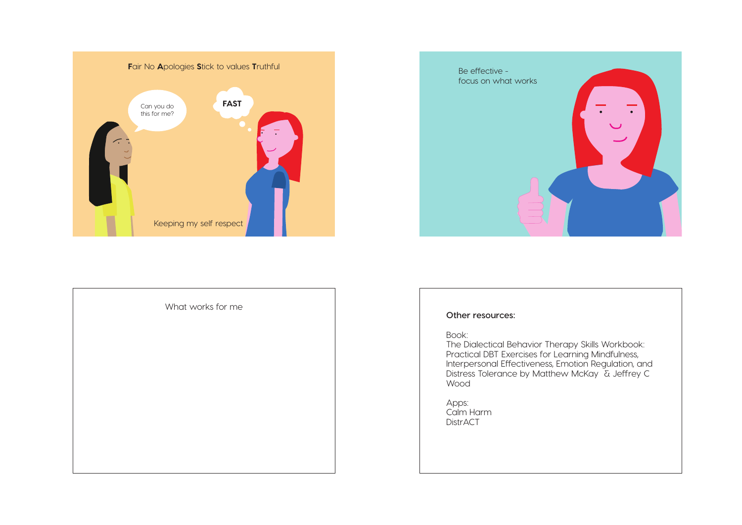**F**air No **A**pologies **S**tick to values **T**ruthful

Can you do this for me?

**FAST**

Keeping my self respect

Be effective - focus on what works

What works for me

**Other resources:**

Book:
The Dialectical Behavior Therapy Skills Workbook: Practical DBT Exercises for Learning Mindfulness, Interpersonal Effectiveness, Emotion Regulation, and Distress Tolerance by Matthew McKay & Jeffrey C Wood

Apps:
Calm Harm
DistrACT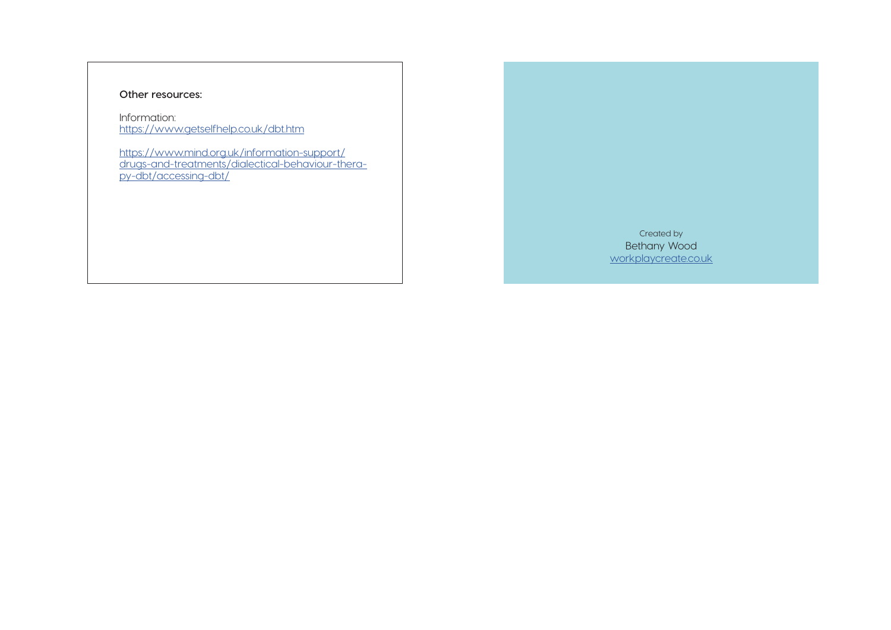**Other resources:**

Information:
https://www.getselfhelp.co.uk/dbt.htm

https://www.mind.org.uk/information-support/drugs-and-treatments/dialectical-behaviour-therapy-dbt/accessing-dbt/

Created by
Bethany Wood
workplaycreate.co.uk